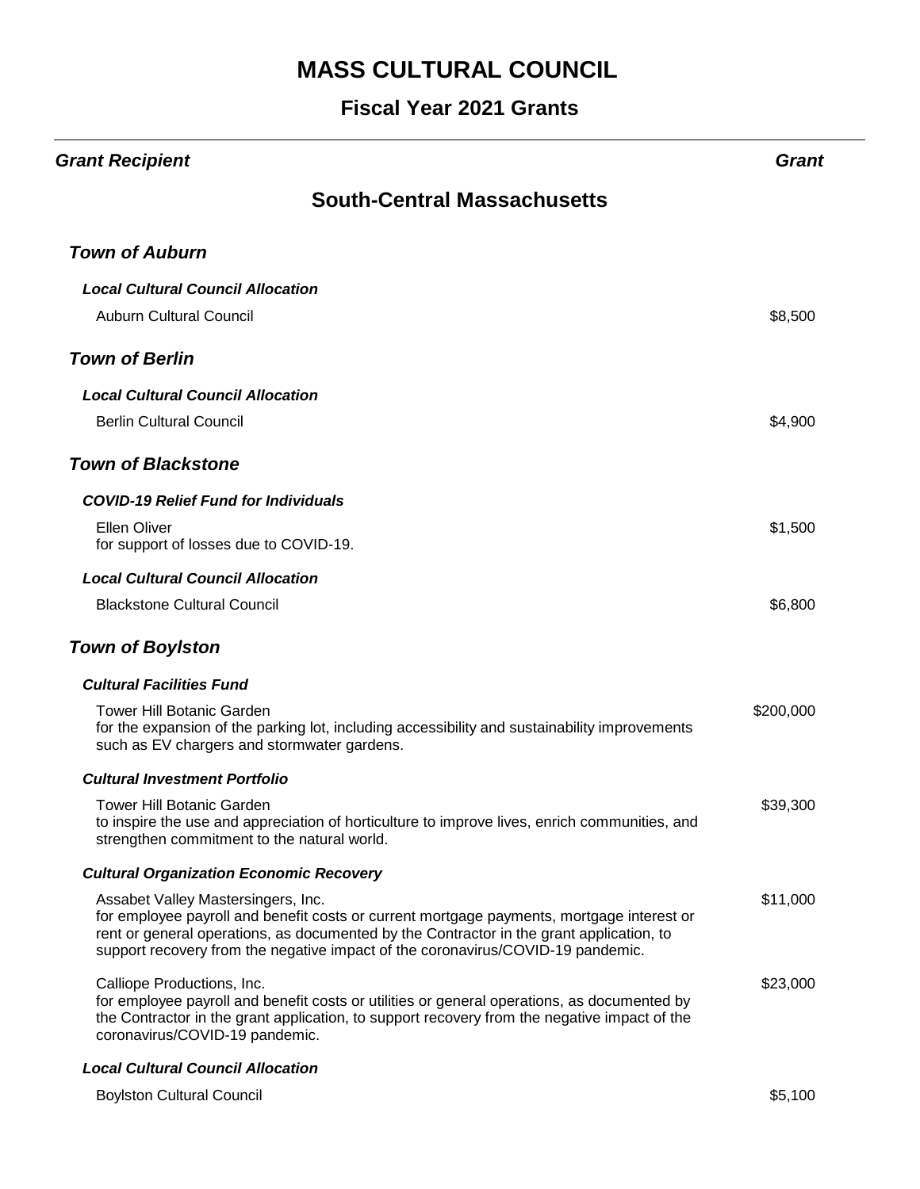# MASS CULTURAL COUNCIL

## Fiscal Year 2021 Grants

| ***Grant Recipient*** | ***Grant*** |
|---|---|

## South-Central Massachusetts

### *Town of Auburn*

***Local Cultural Council Allocation***

| | |
|---|---|
| Auburn Cultural Council | $8,500 |

### *Town of Berlin*

***Local Cultural Council Allocation***

| | |
|---|---|
| Berlin Cultural Council | $4,900 |

### *Town of Blackstone*

***COVID-19 Relief Fund for Individuals***

| | |
|---|---|
| Ellen Oliver<br>for support of losses due to COVID-19. | $1,500 |

***Local Cultural Council Allocation***

| | |
|---|---|
| Blackstone Cultural Council | $6,800 |

### *Town of Boylston*

***Cultural Facilities Fund***

| | |
|---|---|
| Tower Hill Botanic Garden<br>for the expansion of the parking lot, including accessibility and sustainability improvements such as EV chargers and stormwater gardens. | $200,000 |

***Cultural Investment Portfolio***

| | |
|---|---|
| Tower Hill Botanic Garden<br>to inspire the use and appreciation of horticulture to improve lives, enrich communities, and strengthen commitment to the natural world. | $39,300 |

***Cultural Organization Economic Recovery***

| | |
|---|---|
| Assabet Valley Mastersingers, Inc.<br>for employee payroll and benefit costs or current mortgage payments, mortgage interest or rent or general operations, as documented by the Contractor in the grant application, to support recovery from the negative impact of the coronavirus/COVID-19 pandemic. | $11,000 |
| Calliope Productions, Inc.<br>for employee payroll and benefit costs or utilities or general operations, as documented by the Contractor in the grant application, to support recovery from the negative impact of the coronavirus/COVID-19 pandemic. | $23,000 |

***Local Cultural Council Allocation***

| | |
|---|---|
| Boylston Cultural Council | $5,100 |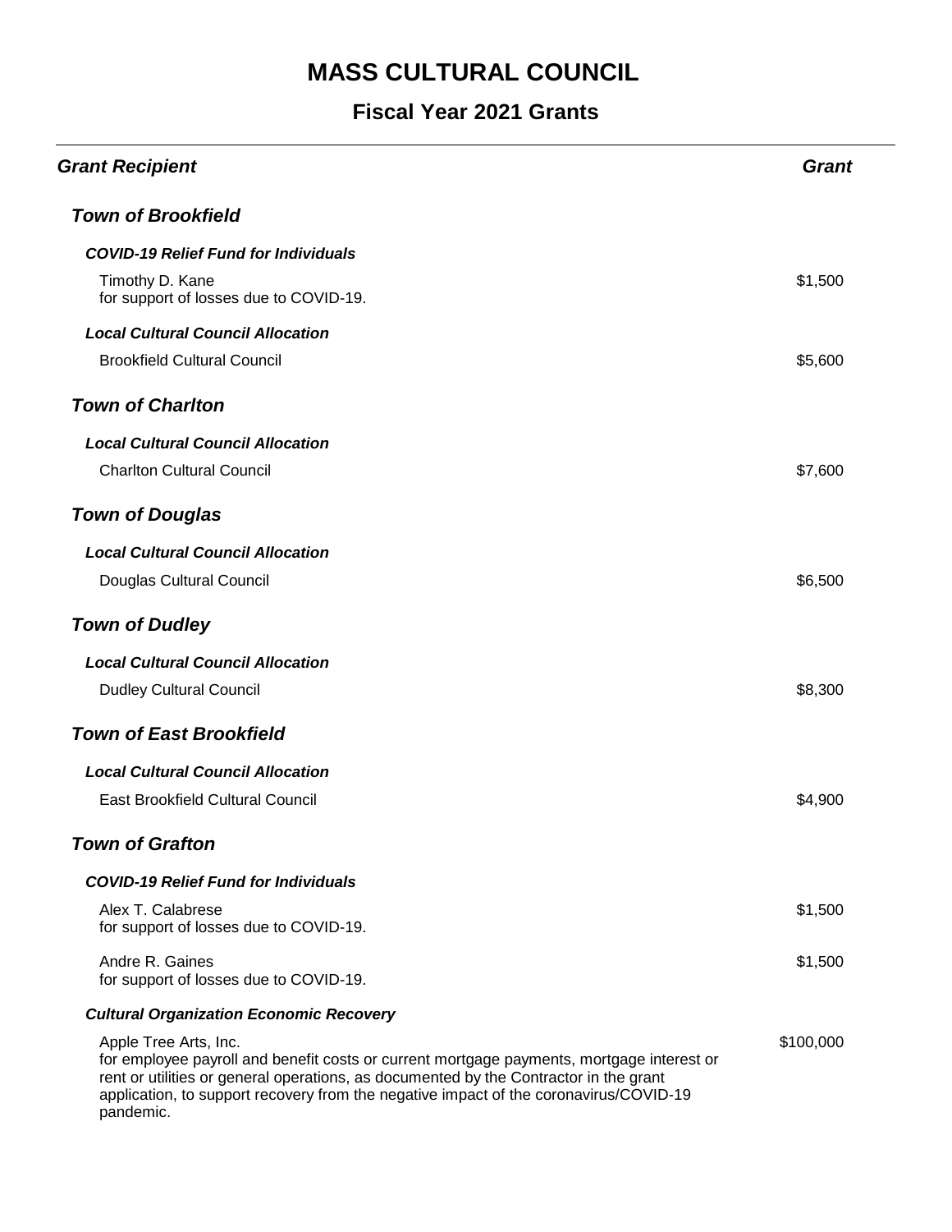# MASS CULTURAL COUNCIL

## Fiscal Year 2021 Grants

| Grant Recipient | Grant |
|---|---|
| ***Town of Brookfield*** | |
| ***COVID-19 Relief Fund for Individuals*** | |
| Timothy D. Kane<br>for support of losses due to COVID-19. | $1,500 |
| ***Local Cultural Council Allocation*** | |
| Brookfield Cultural Council | $5,600 |
| ***Town of Charlton*** | |
| ***Local Cultural Council Allocation*** | |
| Charlton Cultural Council | $7,600 |
| ***Town of Douglas*** | |
| ***Local Cultural Council Allocation*** | |
| Douglas Cultural Council | $6,500 |
| ***Town of Dudley*** | |
| ***Local Cultural Council Allocation*** | |
| Dudley Cultural Council | $8,300 |
| ***Town of East Brookfield*** | |
| ***Local Cultural Council Allocation*** | |
| East Brookfield Cultural Council | $4,900 |
| ***Town of Grafton*** | |
| ***COVID-19 Relief Fund for Individuals*** | |
| Alex T. Calabrese<br>for support of losses due to COVID-19. | $1,500 |
| Andre R. Gaines<br>for support of losses due to COVID-19. | $1,500 |
| ***Cultural Organization Economic Recovery*** | |
| Apple Tree Arts, Inc.<br>for employee payroll and benefit costs or current mortgage payments, mortgage interest or rent or utilities or general operations, as documented by the Contractor in the grant application, to support recovery from the negative impact of the coronavirus/COVID-19 pandemic. | $100,000 |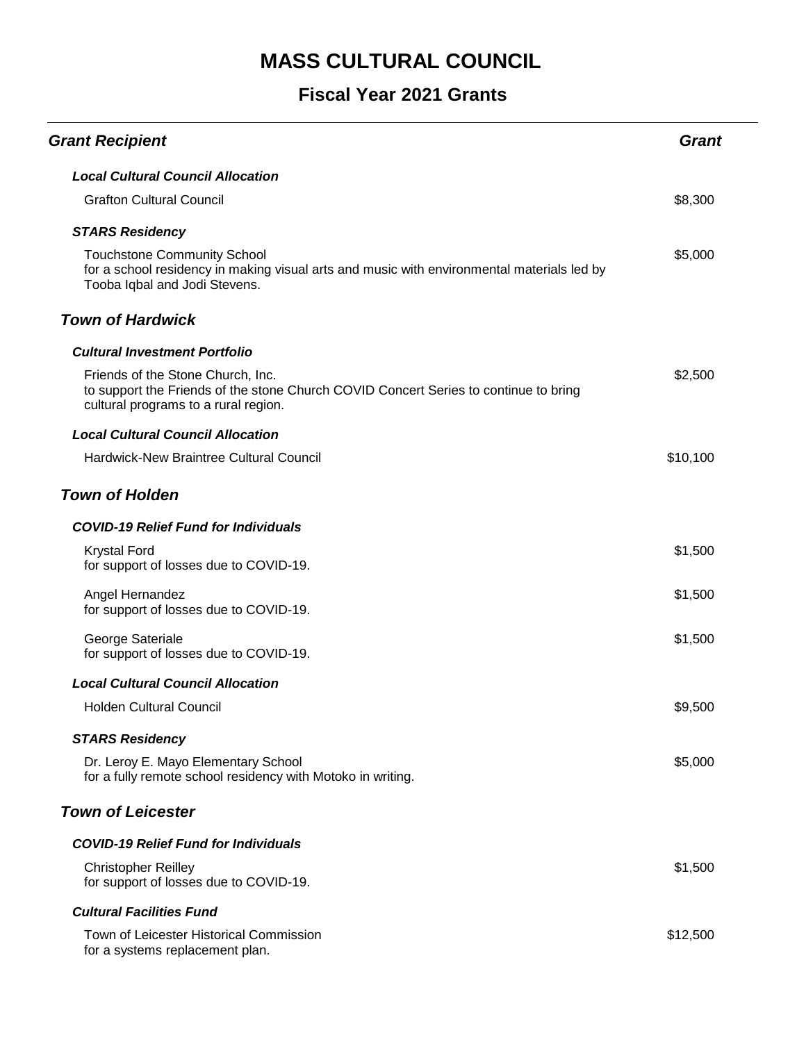# MASS CULTURAL COUNCIL

## Fiscal Year 2021 Grants

| Grant Recipient | Grant |
| --- | --- |
| ***Local Cultural Council Allocation*** | |
| Grafton Cultural Council | $8,300 |
| ***STARS Residency*** | |
| Touchstone Community School<br>for a school residency in making visual arts and music with environmental materials led by Tooba Iqbal and Jodi Stevens. | $5,000 |

### *Town of Hardwick*

| Grant Recipient | Grant |
| --- | --- |
| ***Cultural Investment Portfolio*** | |
| Friends of the Stone Church, Inc.<br>to support the Friends of the stone Church COVID Concert Series to continue to bring cultural programs to a rural region. | $2,500 |
| ***Local Cultural Council Allocation*** | |
| Hardwick-New Braintree Cultural Council | $10,100 |

### *Town of Holden*

| Grant Recipient | Grant |
| --- | --- |
| ***COVID-19 Relief Fund for Individuals*** | |
| Krystal Ford<br>for support of losses due to COVID-19. | $1,500 |
| Angel Hernandez<br>for support of losses due to COVID-19. | $1,500 |
| George Sateriale<br>for support of losses due to COVID-19. | $1,500 |
| ***Local Cultural Council Allocation*** | |
| Holden Cultural Council | $9,500 |
| ***STARS Residency*** | |
| Dr. Leroy E. Mayo Elementary School<br>for a fully remote school residency with Motoko in writing. | $5,000 |

### *Town of Leicester*

| Grant Recipient | Grant |
| --- | --- |
| ***COVID-19 Relief Fund for Individuals*** | |
| Christopher Reilley<br>for support of losses due to COVID-19. | $1,500 |
| ***Cultural Facilities Fund*** | |
| Town of Leicester Historical Commission<br>for a systems replacement plan. | $12,500 |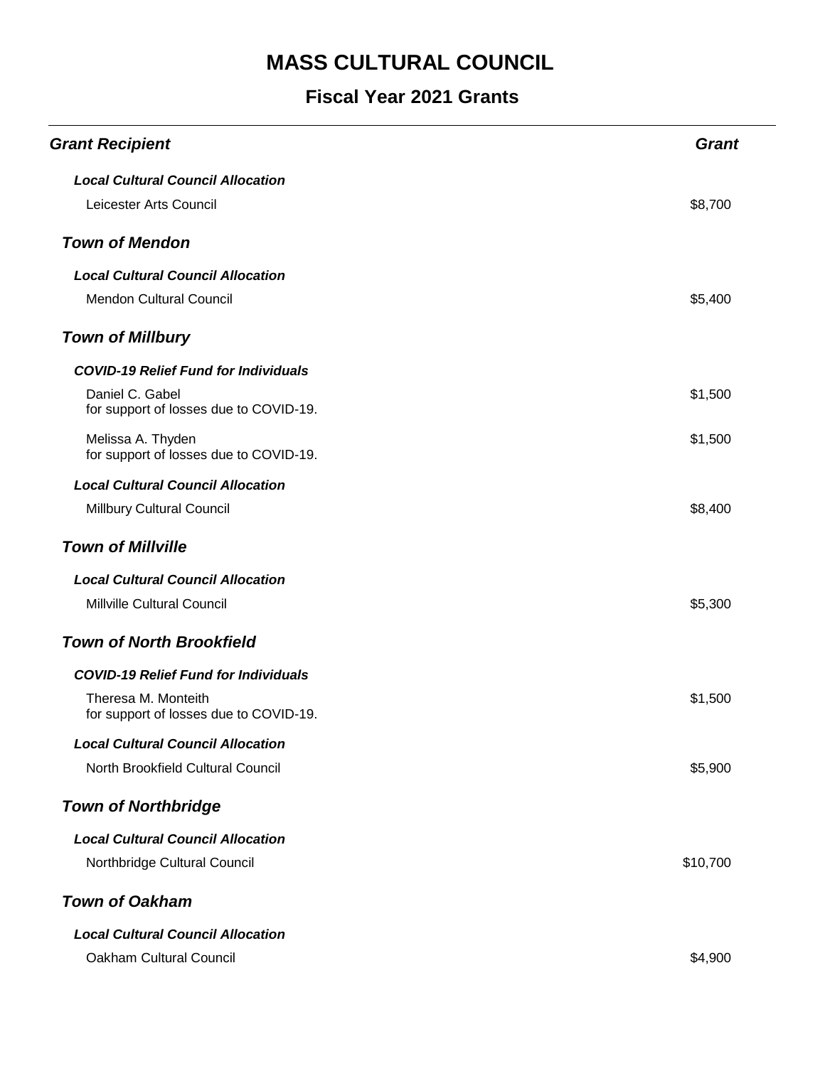# MASS CULTURAL COUNCIL

## Fiscal Year 2021 Grants

| *Grant Recipient* | *Grant* |
|---|---|
| ***Local Cultural Council Allocation*** | |
| Leicester Arts Council | $8,700 |
| ***Town of Mendon*** | |
| ***Local Cultural Council Allocation*** | |
| Mendon Cultural Council | $5,400 |
| ***Town of Millbury*** | |
| ***COVID-19 Relief Fund for Individuals*** | |
| Daniel C. Gabel<br>for support of losses due to COVID-19. | $1,500 |
| Melissa A. Thyden<br>for support of losses due to COVID-19. | $1,500 |
| ***Local Cultural Council Allocation*** | |
| Millbury Cultural Council | $8,400 |
| ***Town of Millville*** | |
| ***Local Cultural Council Allocation*** | |
| Millville Cultural Council | $5,300 |
| ***Town of North Brookfield*** | |
| ***COVID-19 Relief Fund for Individuals*** | |
| Theresa M. Monteith<br>for support of losses due to COVID-19. | $1,500 |
| ***Local Cultural Council Allocation*** | |
| North Brookfield Cultural Council | $5,900 |
| ***Town of Northbridge*** | |
| ***Local Cultural Council Allocation*** | |
| Northbridge Cultural Council | $10,700 |
| ***Town of Oakham*** | |
| ***Local Cultural Council Allocation*** | |
| Oakham Cultural Council | $4,900 |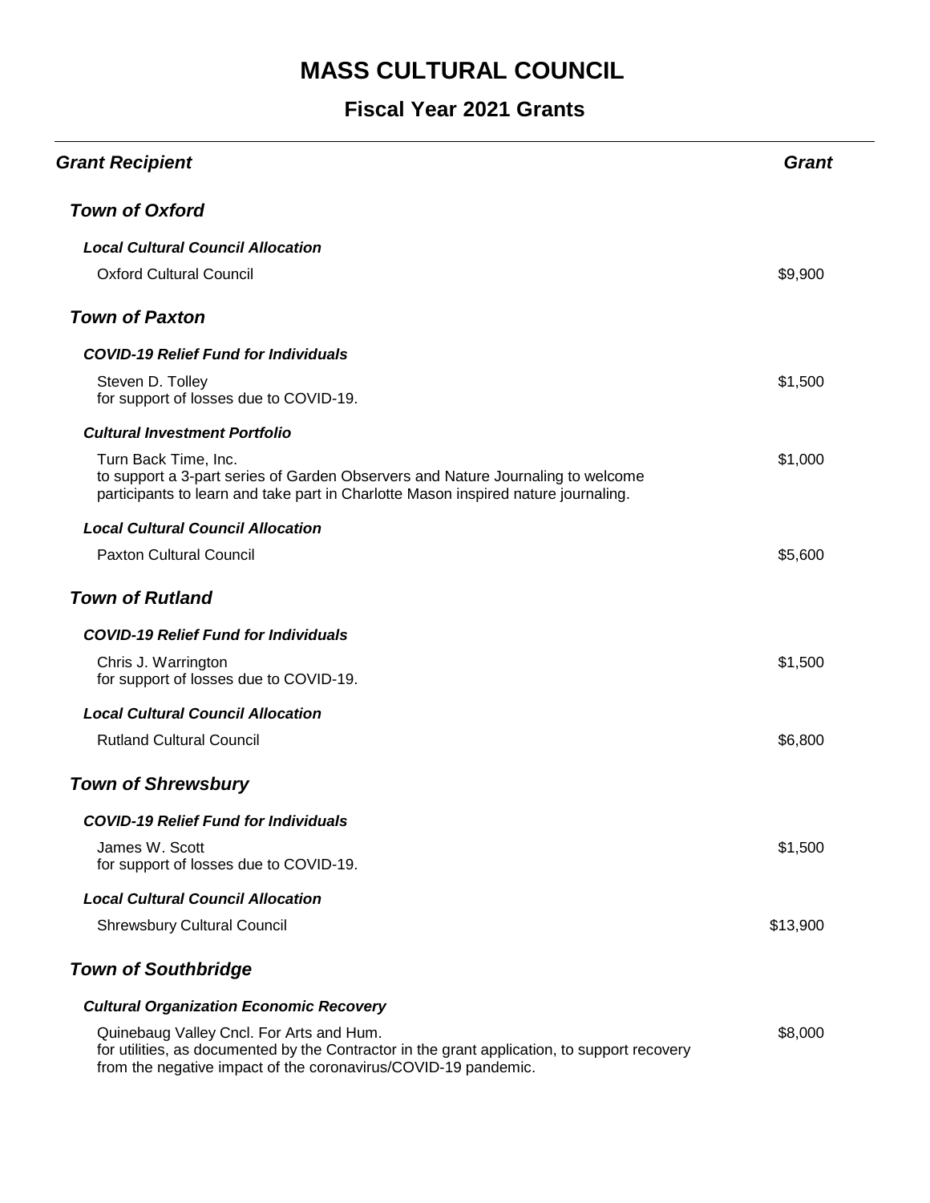# MASS CULTURAL COUNCIL

## Fiscal Year 2021 Grants

| *Grant Recipient* | *Grant* |
|---|---|
| ***Town of Oxford*** | |
| ***Local Cultural Council Allocation*** | |
| Oxford Cultural Council | $9,900 |
| ***Town of Paxton*** | |
| ***COVID-19 Relief Fund for Individuals*** | |
| Steven D. Tolley<br>for support of losses due to COVID-19. | $1,500 |
| ***Cultural Investment Portfolio*** | |
| Turn Back Time, Inc.<br>to support a 3-part series of Garden Observers and Nature Journaling to welcome participants to learn and take part in Charlotte Mason inspired nature journaling. | $1,000 |
| ***Local Cultural Council Allocation*** | |
| Paxton Cultural Council | $5,600 |
| ***Town of Rutland*** | |
| ***COVID-19 Relief Fund for Individuals*** | |
| Chris J. Warrington<br>for support of losses due to COVID-19. | $1,500 |
| ***Local Cultural Council Allocation*** | |
| Rutland Cultural Council | $6,800 |
| ***Town of Shrewsbury*** | |
| ***COVID-19 Relief Fund for Individuals*** | |
| James W. Scott<br>for support of losses due to COVID-19. | $1,500 |
| ***Local Cultural Council Allocation*** | |
| Shrewsbury Cultural Council | $13,900 |
| ***Town of Southbridge*** | |
| ***Cultural Organization Economic Recovery*** | |
| Quinebaug Valley Cncl. For Arts and Hum.<br>for utilities, as documented by the Contractor in the grant application, to support recovery from the negative impact of the coronavirus/COVID-19 pandemic. | $8,000 |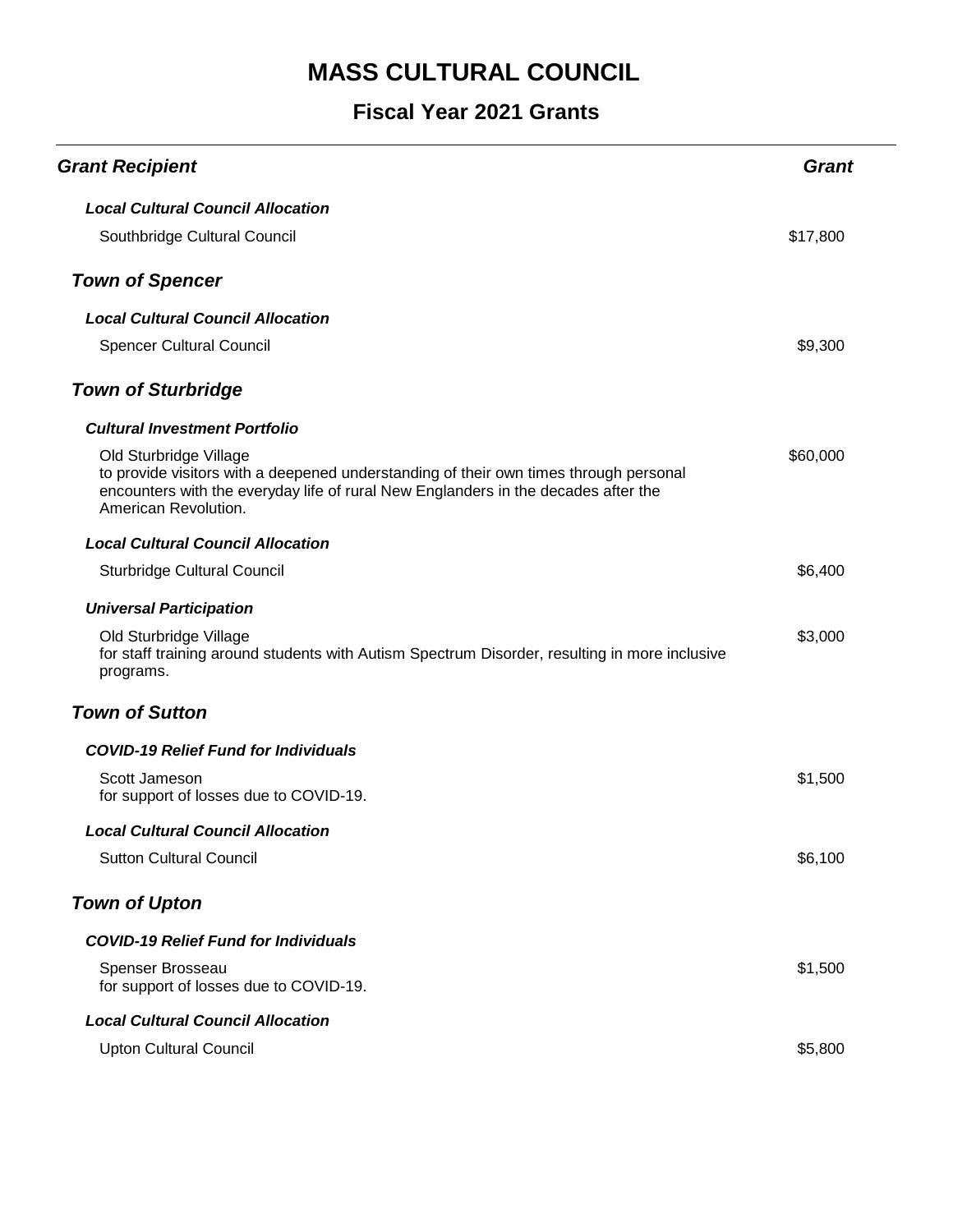# MASS CULTURAL COUNCIL

## Fiscal Year 2021 Grants

| Grant Recipient | Grant |
|---|---|
| ***Local Cultural Council Allocation*** | |
| Southbridge Cultural Council | $17,800 |
| ***Town of Spencer*** | |
| ***Local Cultural Council Allocation*** | |
| Spencer Cultural Council | $9,300 |
| ***Town of Sturbridge*** | |
| ***Cultural Investment Portfolio*** | |
| Old Sturbridge Village<br>to provide visitors with a deepened understanding of their own times through personal encounters with the everyday life of rural New Englanders in the decades after the American Revolution. | $60,000 |
| ***Local Cultural Council Allocation*** | |
| Sturbridge Cultural Council | $6,400 |
| ***Universal Participation*** | |
| Old Sturbridge Village<br>for staff training around students with Autism Spectrum Disorder, resulting in more inclusive programs. | $3,000 |
| ***Town of Sutton*** | |
| ***COVID-19 Relief Fund for Individuals*** | |
| Scott Jameson<br>for support of losses due to COVID-19. | $1,500 |
| ***Local Cultural Council Allocation*** | |
| Sutton Cultural Council | $6,100 |
| ***Town of Upton*** | |
| ***COVID-19 Relief Fund for Individuals*** | |
| Spenser Brosseau<br>for support of losses due to COVID-19. | $1,500 |
| ***Local Cultural Council Allocation*** | |
| Upton Cultural Council | $5,800 |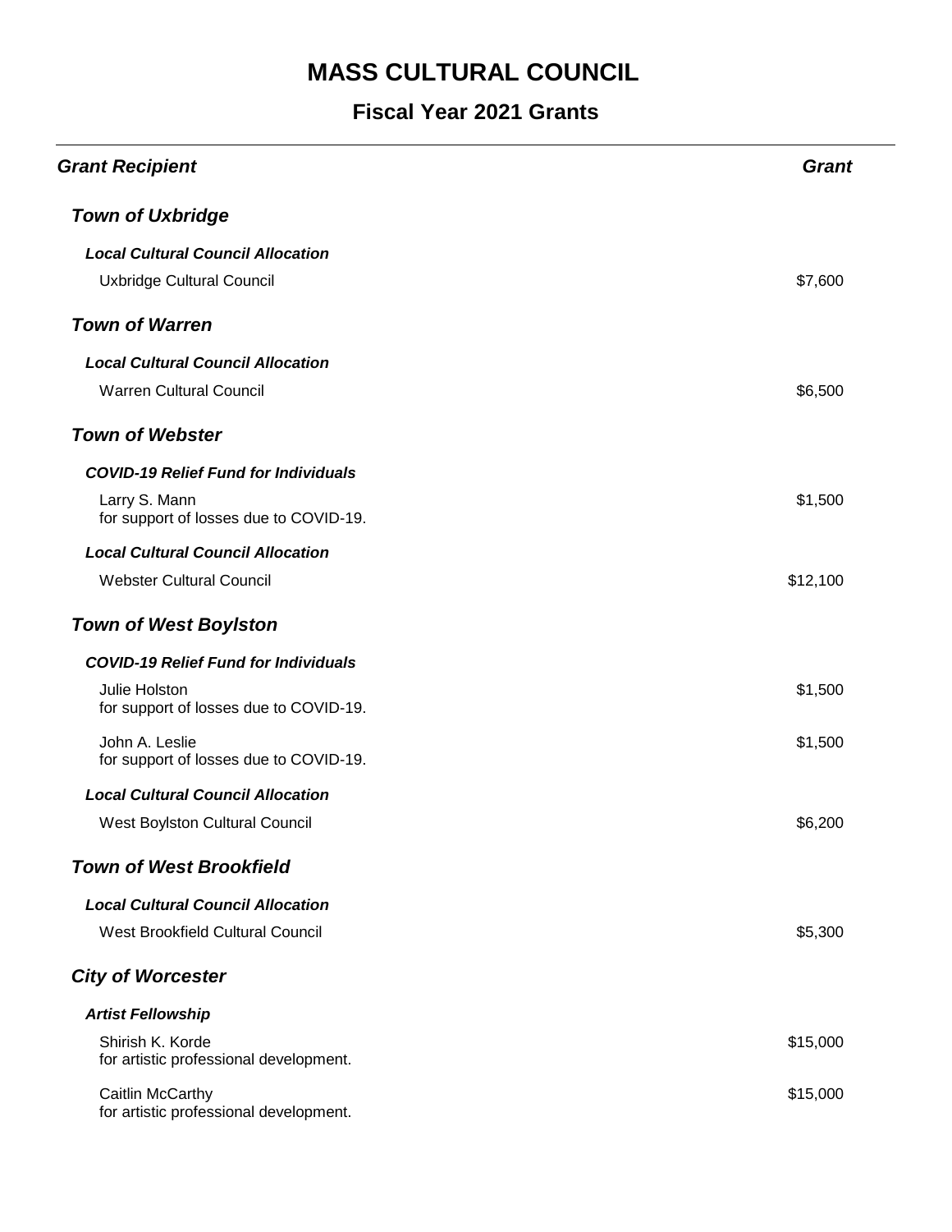# MASS CULTURAL COUNCIL

## Fiscal Year 2021 Grants

| Grant Recipient | Grant |
| --- | --- |
| ***Town of Uxbridge*** | |
| ***Local Cultural Council Allocation*** | |
| Uxbridge Cultural Council | $7,600 |
| ***Town of Warren*** | |
| ***Local Cultural Council Allocation*** | |
| Warren Cultural Council | $6,500 |
| ***Town of Webster*** | |
| ***COVID-19 Relief Fund for Individuals*** | |
| Larry S. Mann<br>for support of losses due to COVID-19. | $1,500 |
| ***Local Cultural Council Allocation*** | |
| Webster Cultural Council | $12,100 |
| ***Town of West Boylston*** | |
| ***COVID-19 Relief Fund for Individuals*** | |
| Julie Holston<br>for support of losses due to COVID-19. | $1,500 |
| John A. Leslie<br>for support of losses due to COVID-19. | $1,500 |
| ***Local Cultural Council Allocation*** | |
| West Boylston Cultural Council | $6,200 |
| ***Town of West Brookfield*** | |
| ***Local Cultural Council Allocation*** | |
| West Brookfield Cultural Council | $5,300 |
| ***City of Worcester*** | |
| ***Artist Fellowship*** | |
| Shirish K. Korde<br>for artistic professional development. | $15,000 |
| Caitlin McCarthy<br>for artistic professional development. | $15,000 |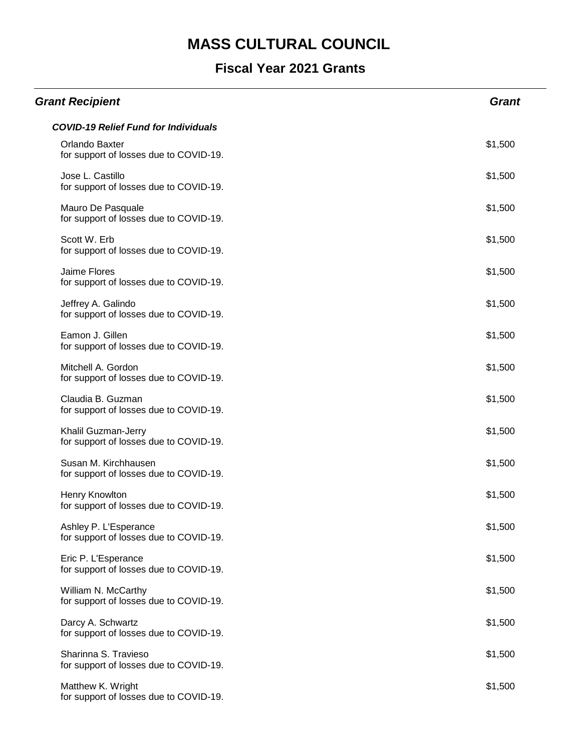# MASS CULTURAL COUNCIL

## Fiscal Year 2021 Grants

| *Grant Recipient* | *Grant* |
| --- | --- |
| ***COVID-19 Relief Fund for Individuals*** | |
| Orlando Baxter<br>for support of losses due to COVID-19. | $1,500 |
| Jose L. Castillo<br>for support of losses due to COVID-19. | $1,500 |
| Mauro De Pasquale<br>for support of losses due to COVID-19. | $1,500 |
| Scott W. Erb<br>for support of losses due to COVID-19. | $1,500 |
| Jaime Flores<br>for support of losses due to COVID-19. | $1,500 |
| Jeffrey A. Galindo<br>for support of losses due to COVID-19. | $1,500 |
| Eamon J. Gillen<br>for support of losses due to COVID-19. | $1,500 |
| Mitchell A. Gordon<br>for support of losses due to COVID-19. | $1,500 |
| Claudia B. Guzman<br>for support of losses due to COVID-19. | $1,500 |
| Khalil Guzman-Jerry<br>for support of losses due to COVID-19. | $1,500 |
| Susan M. Kirchhausen<br>for support of losses due to COVID-19. | $1,500 |
| Henry Knowlton<br>for support of losses due to COVID-19. | $1,500 |
| Ashley P. L'Esperance<br>for support of losses due to COVID-19. | $1,500 |
| Eric P. L'Esperance<br>for support of losses due to COVID-19. | $1,500 |
| William N. McCarthy<br>for support of losses due to COVID-19. | $1,500 |
| Darcy A. Schwartz<br>for support of losses due to COVID-19. | $1,500 |
| Sharinna S. Travieso<br>for support of losses due to COVID-19. | $1,500 |
| Matthew K. Wright<br>for support of losses due to COVID-19. | $1,500 |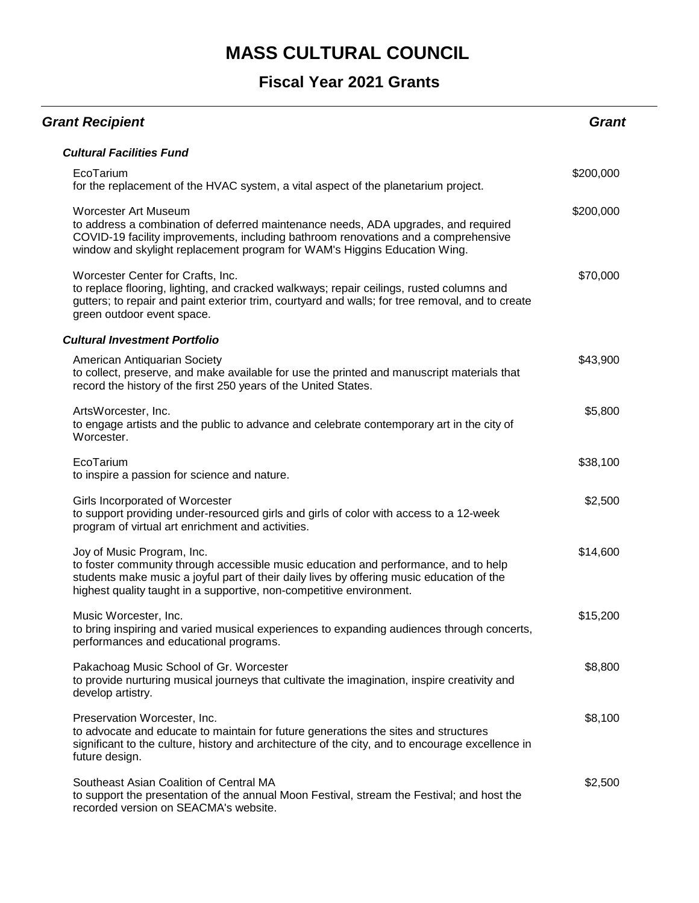# MASS CULTURAL COUNCIL

## Fiscal Year 2021 Grants

| Grant Recipient | Grant |
|---|---|
| ***Cultural Facilities Fund*** | |
| EcoTarium<br>for the replacement of the HVAC system, a vital aspect of the planetarium project. | $200,000 |
| Worcester Art Museum<br>to address a combination of deferred maintenance needs, ADA upgrades, and required COVID-19 facility improvements, including bathroom renovations and a comprehensive window and skylight replacement program for WAM's Higgins Education Wing. | $200,000 |
| Worcester Center for Crafts, Inc.<br>to replace flooring, lighting, and cracked walkways; repair ceilings, rusted columns and gutters; to repair and paint exterior trim, courtyard and walls; for tree removal, and to create green outdoor event space. | $70,000 |
| ***Cultural Investment Portfolio*** | |
| American Antiquarian Society<br>to collect, preserve, and make available for use the printed and manuscript materials that record the history of the first 250 years of the United States. | $43,900 |
| ArtsWorcester, Inc.<br>to engage artists and the public to advance and celebrate contemporary art in the city of Worcester. | $5,800 |
| EcoTarium<br>to inspire a passion for science and nature. | $38,100 |
| Girls Incorporated of Worcester<br>to support providing under-resourced girls and girls of color with access to a 12-week program of virtual art enrichment and activities. | $2,500 |
| Joy of Music Program, Inc.<br>to foster community through accessible music education and performance, and to help students make music a joyful part of their daily lives by offering music education of the highest quality taught in a supportive, non-competitive environment. | $14,600 |
| Music Worcester, Inc.<br>to bring inspiring and varied musical experiences to expanding audiences through concerts, performances and educational programs. | $15,200 |
| Pakachoag Music School of Gr. Worcester<br>to provide nurturing musical journeys that cultivate the imagination, inspire creativity and develop artistry. | $8,800 |
| Preservation Worcester, Inc.<br>to advocate and educate to maintain for future generations the sites and structures significant to the culture, history and architecture of the city, and to encourage excellence in future design. | $8,100 |
| Southeast Asian Coalition of Central MA<br>to support the presentation of the annual Moon Festival, stream the Festival; and host the recorded version on SEACMA's website. | $2,500 |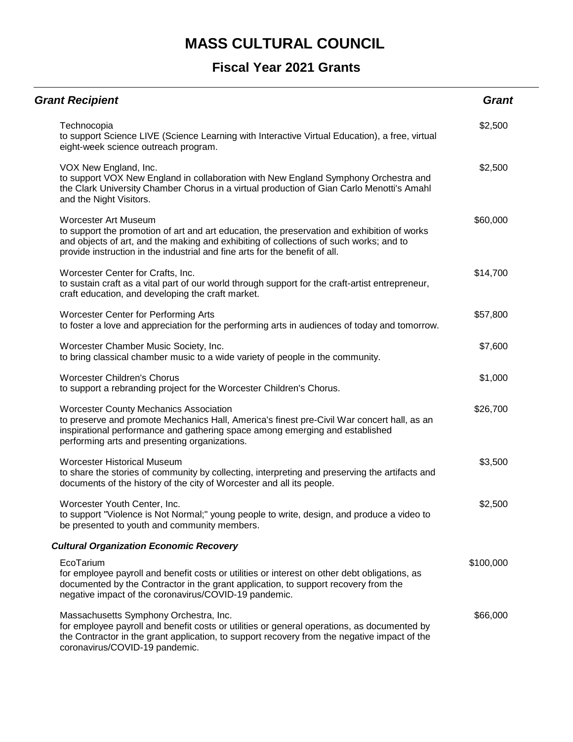# MASS CULTURAL COUNCIL

## Fiscal Year 2021 Grants

| *Grant Recipient* | *Grant* |
|---|---|
| Technocopia<br>to support Science LIVE (Science Learning with Interactive Virtual Education), a free, virtual eight-week science outreach program. | $2,500 |
| VOX New England, Inc.<br>to support VOX New England in collaboration with New England Symphony Orchestra and the Clark University Chamber Chorus in a virtual production of Gian Carlo Menotti's Amahl and the Night Visitors. | $2,500 |
| Worcester Art Museum<br>to support the promotion of art and art education, the preservation and exhibition of works and objects of art, and the making and exhibiting of collections of such works; and to provide instruction in the industrial and fine arts for the benefit of all. | $60,000 |
| Worcester Center for Crafts, Inc.<br>to sustain craft as a vital part of our world through support for the craft-artist entrepreneur, craft education, and developing the craft market. | $14,700 |
| Worcester Center for Performing Arts<br>to foster a love and appreciation for the performing arts in audiences of today and tomorrow. | $57,800 |
| Worcester Chamber Music Society, Inc.<br>to bring classical chamber music to a wide variety of people in the community. | $7,600 |
| Worcester Children's Chorus<br>to support a rebranding project for the Worcester Children's Chorus. | $1,000 |
| Worcester County Mechanics Association<br>to preserve and promote Mechanics Hall, America's finest pre-Civil War concert hall, as an inspirational performance and gathering space among emerging and established performing arts and presenting organizations. | $26,700 |
| Worcester Historical Museum<br>to share the stories of community by collecting, interpreting and preserving the artifacts and documents of the history of the city of Worcester and all its people. | $3,500 |
| Worcester Youth Center, Inc.<br>to support "Violence is Not Normal;" young people to write, design, and produce a video to be presented to youth and community members. | $2,500 |
| ***Cultural Organization Economic Recovery*** | |
| EcoTarium<br>for employee payroll and benefit costs or utilities or interest on other debt obligations, as documented by the Contractor in the grant application, to support recovery from the negative impact of the coronavirus/COVID-19 pandemic. | $100,000 |
| Massachusetts Symphony Orchestra, Inc.<br>for employee payroll and benefit costs or utilities or general operations, as documented by the Contractor in the grant application, to support recovery from the negative impact of the coronavirus/COVID-19 pandemic. | $66,000 |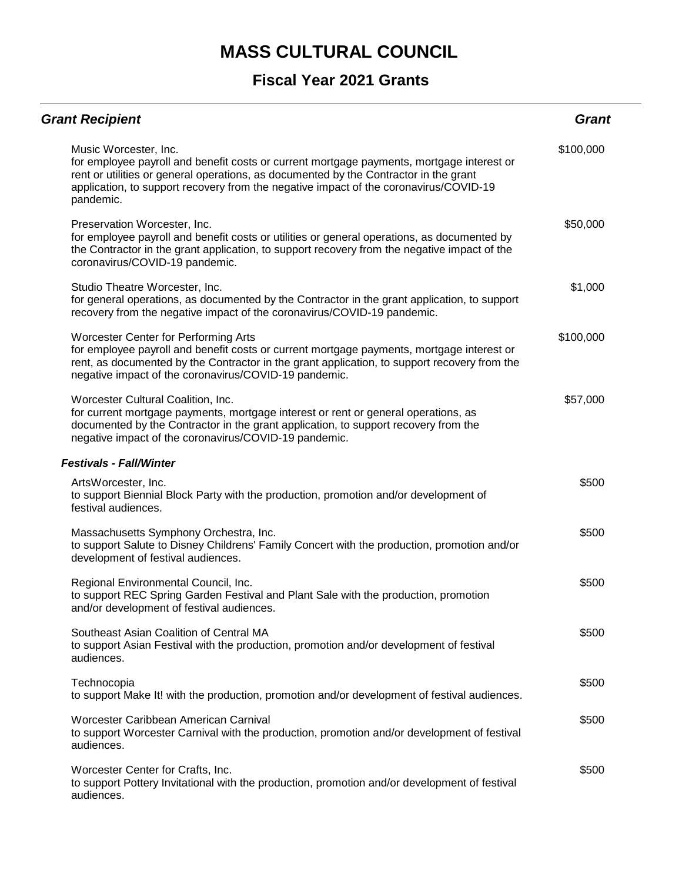# MASS CULTURAL COUNCIL

## Fiscal Year 2021 Grants

| *Grant Recipient* | *Grant* |
|---|---|
| Music Worcester, Inc.<br>for employee payroll and benefit costs or current mortgage payments, mortgage interest or rent or utilities or general operations, as documented by the Contractor in the grant application, to support recovery from the negative impact of the coronavirus/COVID-19 pandemic. | $100,000 |
| Preservation Worcester, Inc.<br>for employee payroll and benefit costs or utilities or general operations, as documented by the Contractor in the grant application, to support recovery from the negative impact of the coronavirus/COVID-19 pandemic. | $50,000 |
| Studio Theatre Worcester, Inc.<br>for general operations, as documented by the Contractor in the grant application, to support recovery from the negative impact of the coronavirus/COVID-19 pandemic. | $1,000 |
| Worcester Center for Performing Arts<br>for employee payroll and benefit costs or current mortgage payments, mortgage interest or rent, as documented by the Contractor in the grant application, to support recovery from the negative impact of the coronavirus/COVID-19 pandemic. | $100,000 |
| Worcester Cultural Coalition, Inc.<br>for current mortgage payments, mortgage interest or rent or general operations, as documented by the Contractor in the grant application, to support recovery from the negative impact of the coronavirus/COVID-19 pandemic. | $57,000 |
| ***Festivals - Fall/Winter*** | |
| ArtsWorcester, Inc.<br>to support Biennial Block Party with the production, promotion and/or development of festival audiences. | $500 |
| Massachusetts Symphony Orchestra, Inc.<br>to support Salute to Disney Childrens' Family Concert with the production, promotion and/or development of festival audiences. | $500 |
| Regional Environmental Council, Inc.<br>to support REC Spring Garden Festival and Plant Sale with the production, promotion and/or development of festival audiences. | $500 |
| Southeast Asian Coalition of Central MA<br>to support Asian Festival with the production, promotion and/or development of festival audiences. | $500 |
| Technocopia<br>to support Make It! with the production, promotion and/or development of festival audiences. | $500 |
| Worcester Caribbean American Carnival<br>to support Worcester Carnival with the production, promotion and/or development of festival audiences. | $500 |
| Worcester Center for Crafts, Inc.<br>to support Pottery Invitational with the production, promotion and/or development of festival audiences. | $500 |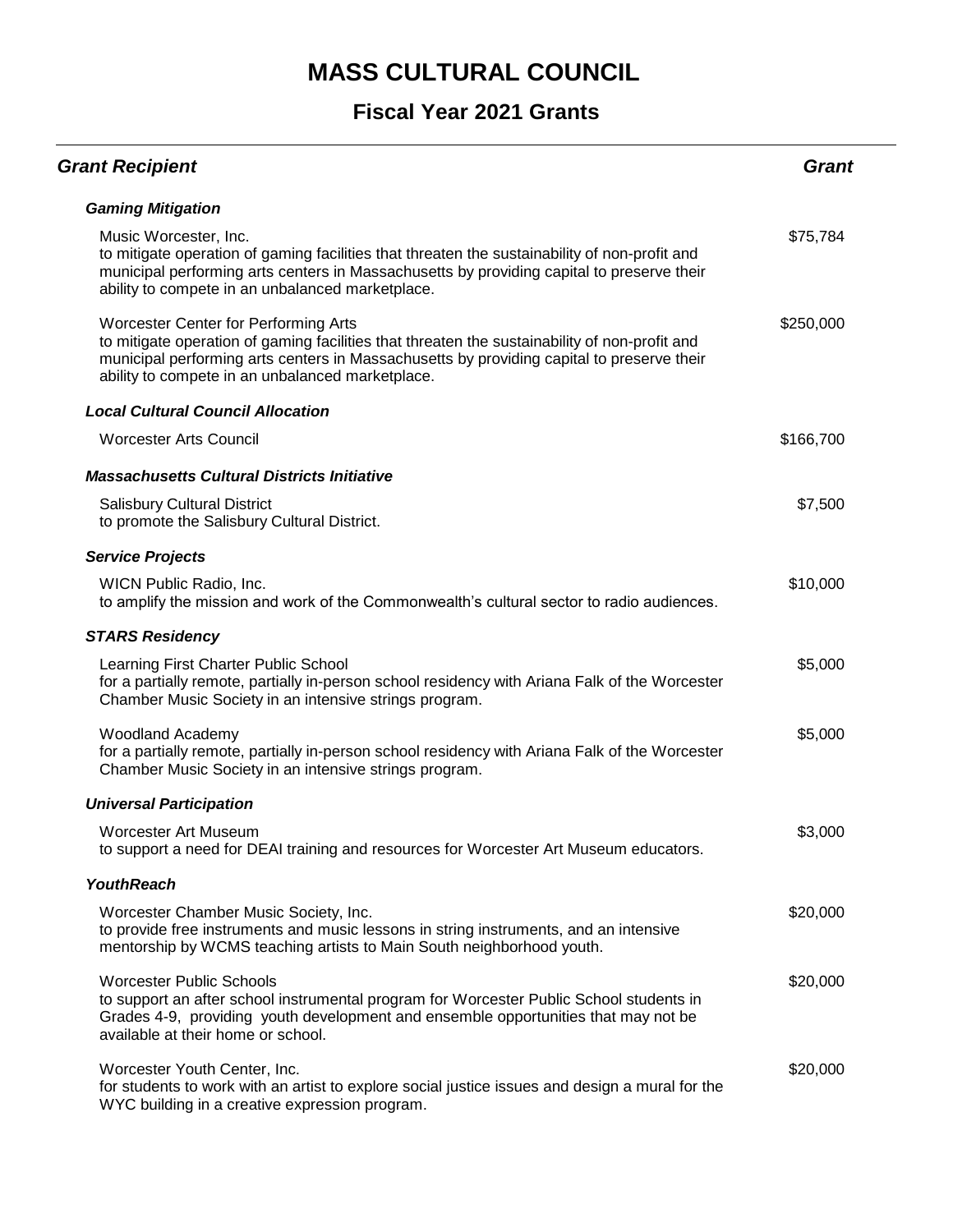# MASS CULTURAL COUNCIL

## Fiscal Year 2021 Grants

| ***Grant Recipient*** | ***Grant*** |
|---|---|
| ***Gaming Mitigation*** | |
| Music Worcester, Inc.<br>to mitigate operation of gaming facilities that threaten the sustainability of non-profit and municipal performing arts centers in Massachusetts by providing capital to preserve their ability to compete in an unbalanced marketplace. | $75,784 |
| Worcester Center for Performing Arts<br>to mitigate operation of gaming facilities that threaten the sustainability of non-profit and municipal performing arts centers in Massachusetts by providing capital to preserve their ability to compete in an unbalanced marketplace. | $250,000 |
| ***Local Cultural Council Allocation*** | |
| Worcester Arts Council | $166,700 |
| ***Massachusetts Cultural Districts Initiative*** | |
| Salisbury Cultural District<br>to promote the Salisbury Cultural District. | $7,500 |
| ***Service Projects*** | |
| WICN Public Radio, Inc.<br>to amplify the mission and work of the Commonwealth's cultural sector to radio audiences. | $10,000 |
| ***STARS Residency*** | |
| Learning First Charter Public School<br>for a partially remote, partially in-person school residency with Ariana Falk of the Worcester Chamber Music Society in an intensive strings program. | $5,000 |
| Woodland Academy<br>for a partially remote, partially in-person school residency with Ariana Falk of the Worcester Chamber Music Society in an intensive strings program. | $5,000 |
| ***Universal Participation*** | |
| Worcester Art Museum<br>to support a need for DEAI training and resources for Worcester Art Museum educators. | $3,000 |
| ***YouthReach*** | |
| Worcester Chamber Music Society, Inc.<br>to provide free instruments and music lessons in string instruments, and an intensive mentorship by WCMS teaching artists to Main South neighborhood youth. | $20,000 |
| Worcester Public Schools<br>to support an after school instrumental program for Worcester Public School students in Grades 4-9, providing youth development and ensemble opportunities that may not be available at their home or school. | $20,000 |
| Worcester Youth Center, Inc.<br>for students to work with an artist to explore social justice issues and design a mural for the WYC building in a creative expression program. | $20,000 |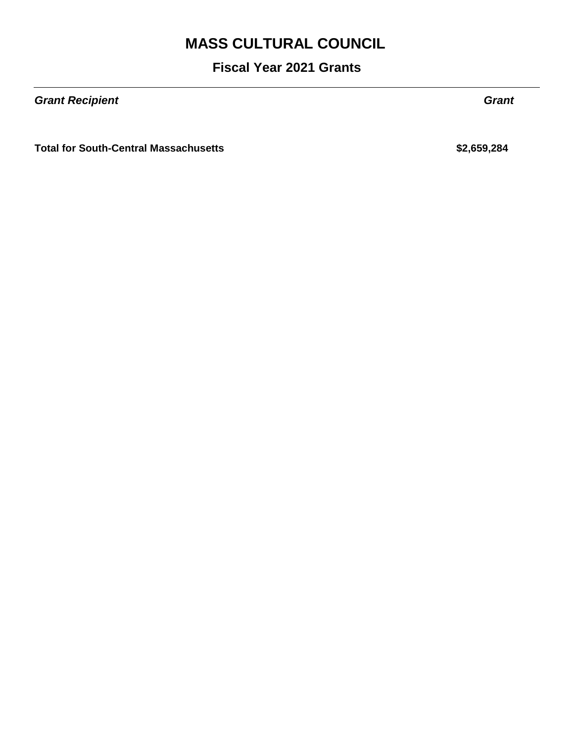# MASS CULTURAL COUNCIL

## Fiscal Year 2021 Grants

| ***Grant Recipient*** | ***Grant*** |
|---|---|
| **Total for South-Central Massachusetts** | **$2,659,284** |